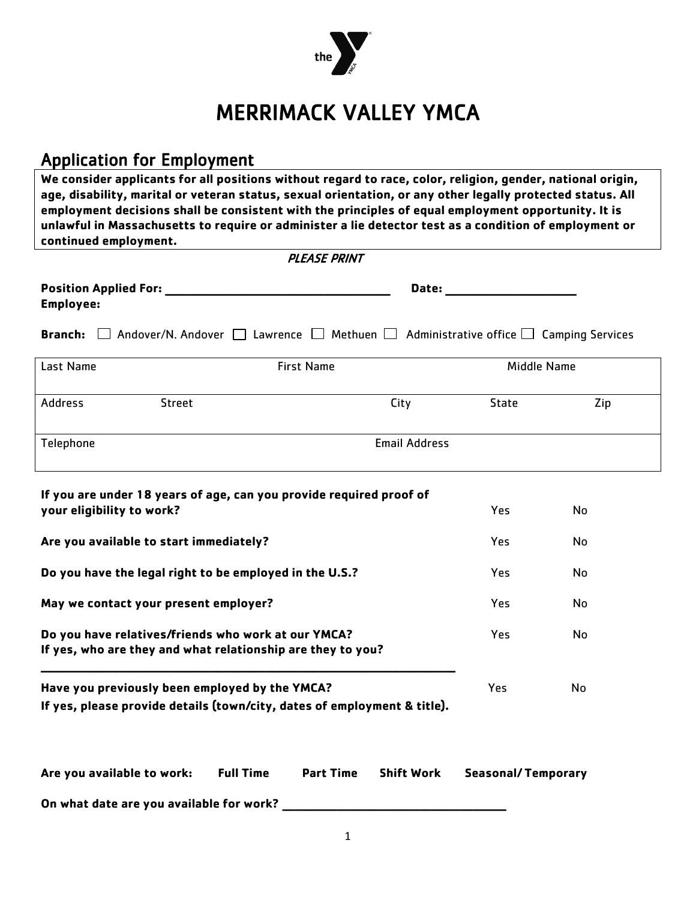# MERRIMACK VALLEY YMCA

## Application for Employment

**We consider applicants for all positions without regard to race, color, religion, gender, national origin, age, disability, marital or veteran status, sexual orientation, or any other legally protected status. All employment decisions shall be consistent with the principles of equal employment opportunity. It is unlawful in Massachusetts to require or administer a lie detector test as a condition of employment or continued employment.**

*PLEASE PRINT*

**Position Applied For:** ______________________________ **Date:** ____________________
**Employee:**

**Branch:** ☐ Andover/N. Andover ☐ Lawrence ☐ Methuen ☐ Administrative office ☐ Camping Services

| Last Name | | First Name | | Middle Name |
|---|---|---|---|---|
| Address | Street | City | State | Zip |
| Telephone | | Email Address | | |

| | | |
|---|---|---|
| **If you are under 18 years of age, can you provide required proof of your eligibility to work?** | Yes | No |
| **Are you available to start immediately?** | Yes | No |
| **Do you have the legal right to be employed in the U.S.?** | Yes | No |
| **May we contact your present employer?** | Yes | No |
| **Do you have relatives/friends who work at our YMCA?** | Yes | No |

**If yes, who are they and what relationship are they to you?**

______________________________________________________________

| | | |
|---|---|---|
| **Have you previously been employed by the YMCA?** | Yes | No |

**If yes, please provide details (town/city, dates of employment & title).**

**Are you available to work:** **Full Time** **Part Time** **Shift Work** **Seasonal/ Temporary**

**On what date are you available for work?** ______________________________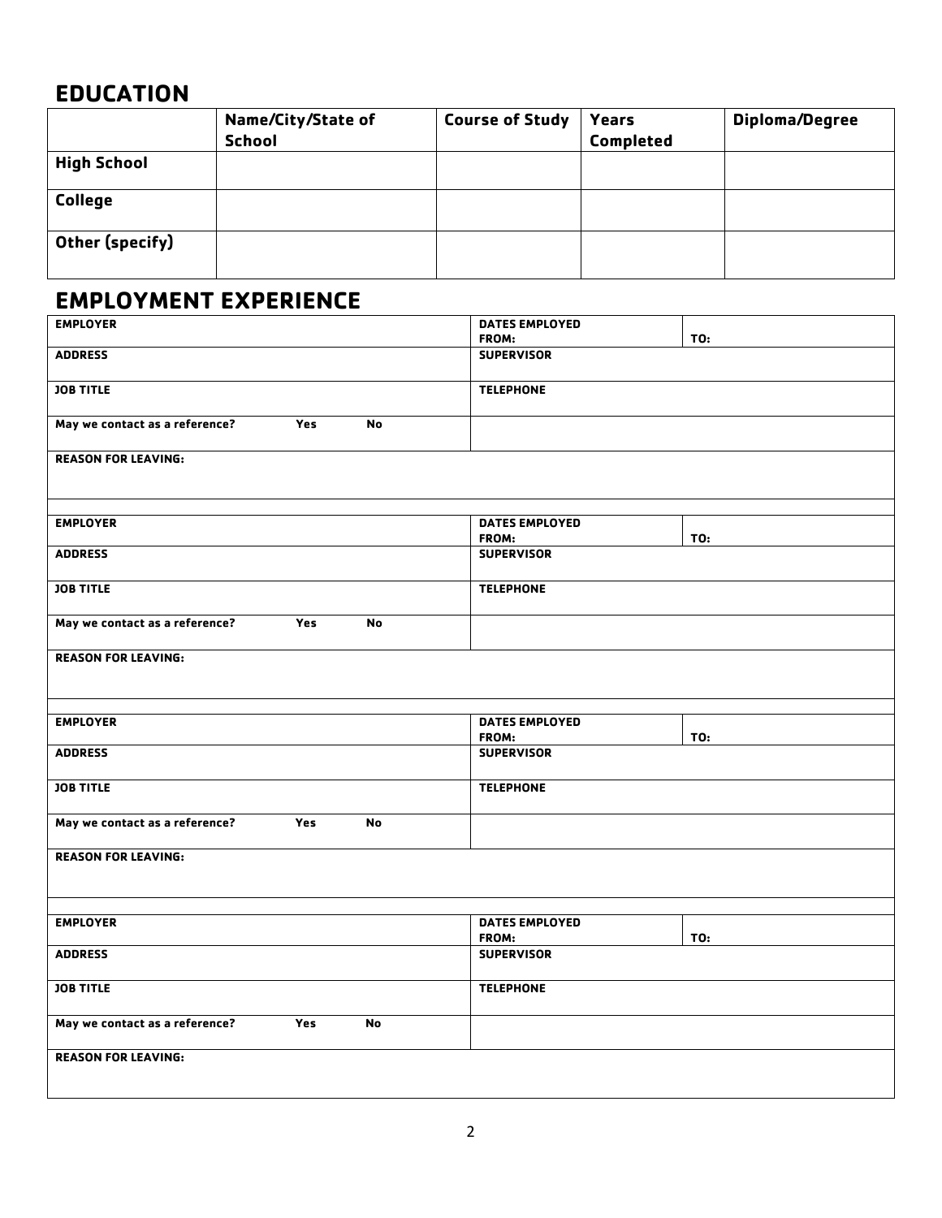## EDUCATION

| | Name/City/State of School | Course of Study | Years Completed | Diploma/Degree |
|---|---|---|---|---|
| **High School** | | | | |
| **College** | | | | |
| **Other (specify)** | | | | |

## EMPLOYMENT EXPERIENCE

| | | |
|---|---|---|
| **EMPLOYER** | **DATES EMPLOYED FROM:** | **TO:** |
| **ADDRESS** | **SUPERVISOR** | |
| **JOB TITLE** | **TELEPHONE** | |
| **May we contact as a reference? Yes No** | | |
| **REASON FOR LEAVING:** | | |

| | | |
|---|---|---|
| **EMPLOYER** | **DATES EMPLOYED FROM:** | **TO:** |
| **ADDRESS** | **SUPERVISOR** | |
| **JOB TITLE** | **TELEPHONE** | |
| **May we contact as a reference? Yes No** | | |
| **REASON FOR LEAVING:** | | |

| | | |
|---|---|---|
| **EMPLOYER** | **DATES EMPLOYED FROM:** | **TO:** |
| **ADDRESS** | **SUPERVISOR** | |
| **JOB TITLE** | **TELEPHONE** | |
| **May we contact as a reference? Yes No** | | |
| **REASON FOR LEAVING:** | | |

| | | |
|---|---|---|
| **EMPLOYER** | **DATES EMPLOYED FROM:** | **TO:** |
| **ADDRESS** | **SUPERVISOR** | |
| **JOB TITLE** | **TELEPHONE** | |
| **May we contact as a reference? Yes No** | | |
| **REASON FOR LEAVING:** | | |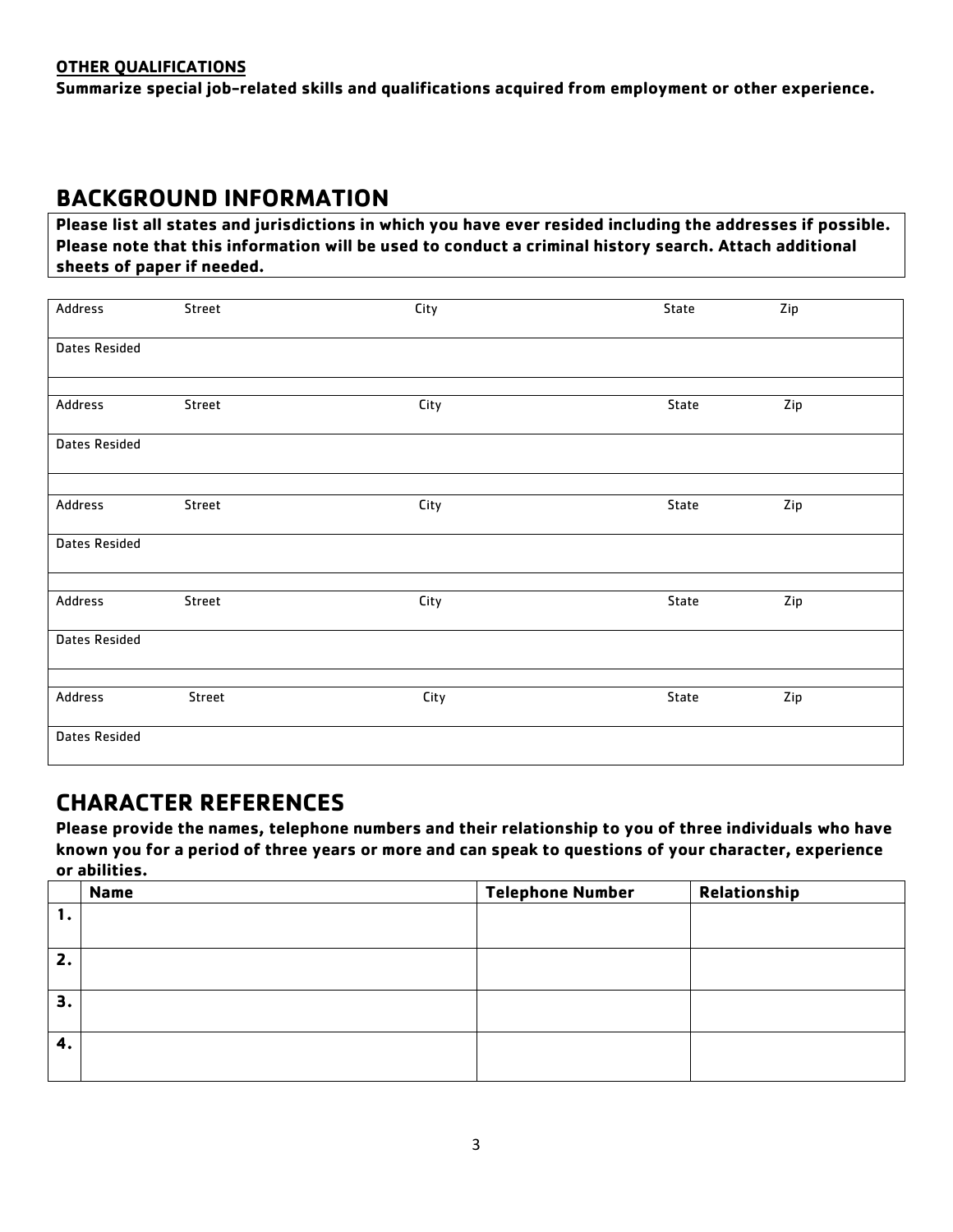**OTHER QUALIFICATIONS**

**Summarize special job-related skills and qualifications acquired from employment or other experience.**

## BACKGROUND INFORMATION

**Please list all states and jurisdictions in which you have ever resided including the addresses if possible. Please note that this information will be used to conduct a criminal history search. Attach additional sheets of paper if needed.**

| Address | Street | City | State | Zip |
|---|---|---|---|---|
| Dates Resided | | | | |
| | | | | |
| Address | Street | City | State | Zip |
| Dates Resided | | | | |
| | | | | |
| Address | Street | City | State | Zip |
| Dates Resided | | | | |
| | | | | |
| Address | Street | City | State | Zip |
| Dates Resided | | | | |
| | | | | |
| Address | Street | City | State | Zip |
| Dates Resided | | | | |

## CHARACTER REFERENCES

**Please provide the names, telephone numbers and their relationship to you of three individuals who have known you for a period of three years or more and can speak to questions of your character, experience or abilities.**

| | Name | Telephone Number | Relationship |
|---|---|---|---|
| 1. | | | |
| 2. | | | |
| 3. | | | |
| 4. | | | |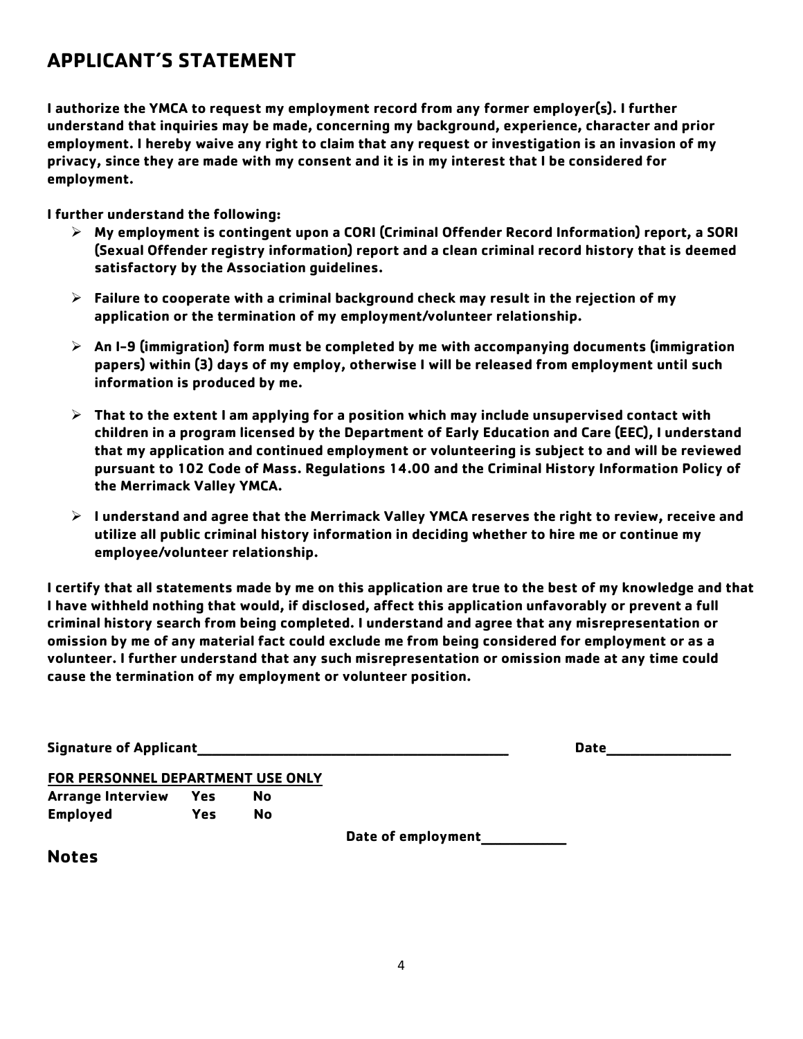# APPLICANT'S STATEMENT

**I authorize the YMCA to request my employment record from any former employer(s). I further understand that inquiries may be made, concerning my background, experience, character and prior employment. I hereby waive any right to claim that any request or investigation is an invasion of my privacy, since they are made with my consent and it is in my interest that I be considered for employment.**

**I further understand the following:**

- **My employment is contingent upon a CORI (Criminal Offender Record Information) report, a SORI (Sexual Offender registry information) report and a clean criminal record history that is deemed satisfactory by the Association guidelines.**
- **Failure to cooperate with a criminal background check may result in the rejection of my application or the termination of my employment/volunteer relationship.**
- **An I-9 (immigration) form must be completed by me with accompanying documents (immigration papers) within (3) days of my employ, otherwise I will be released from employment until such information is produced by me.**
- **That to the extent I am applying for a position which may include unsupervised contact with children in a program licensed by the Department of Early Education and Care (EEC), I understand that my application and continued employment or volunteering is subject to and will be reviewed pursuant to 102 Code of Mass. Regulations 14.00 and the Criminal History Information Policy of the Merrimack Valley YMCA.**
- **I understand and agree that the Merrimack Valley YMCA reserves the right to review, receive and utilize all public criminal history information in deciding whether to hire me or continue my employee/volunteer relationship.**

**I certify that all statements made by me on this application are true to the best of my knowledge and that I have withheld nothing that would, if disclosed, affect this application unfavorably or prevent a full criminal history search from being completed. I understand and agree that any misrepresentation or omission by me of any material fact could exclude me from being considered for employment or as a volunteer. I further understand that any such misrepresentation or omission made at any time could cause the termination of my employment or volunteer position.**

**Signature of Applicant**\_\_\_\_\_\_\_\_\_\_\_\_\_\_\_\_\_\_\_\_\_\_\_\_\_\_\_\_\_\_\_\_\_\_\_\_\_\_\_\_ **Date**\_\_\_\_\_\_\_\_\_\_\_\_\_\_\_\_

**FOR PERSONNEL DEPARTMENT USE ONLY**

| | | |
|---|---|---|
| **Arrange Interview** | **Yes** | **No** |
| **Employed** | **Yes** | **No** |

**Date of employment**\_\_\_\_\_\_\_\_\_\_\_

## Notes